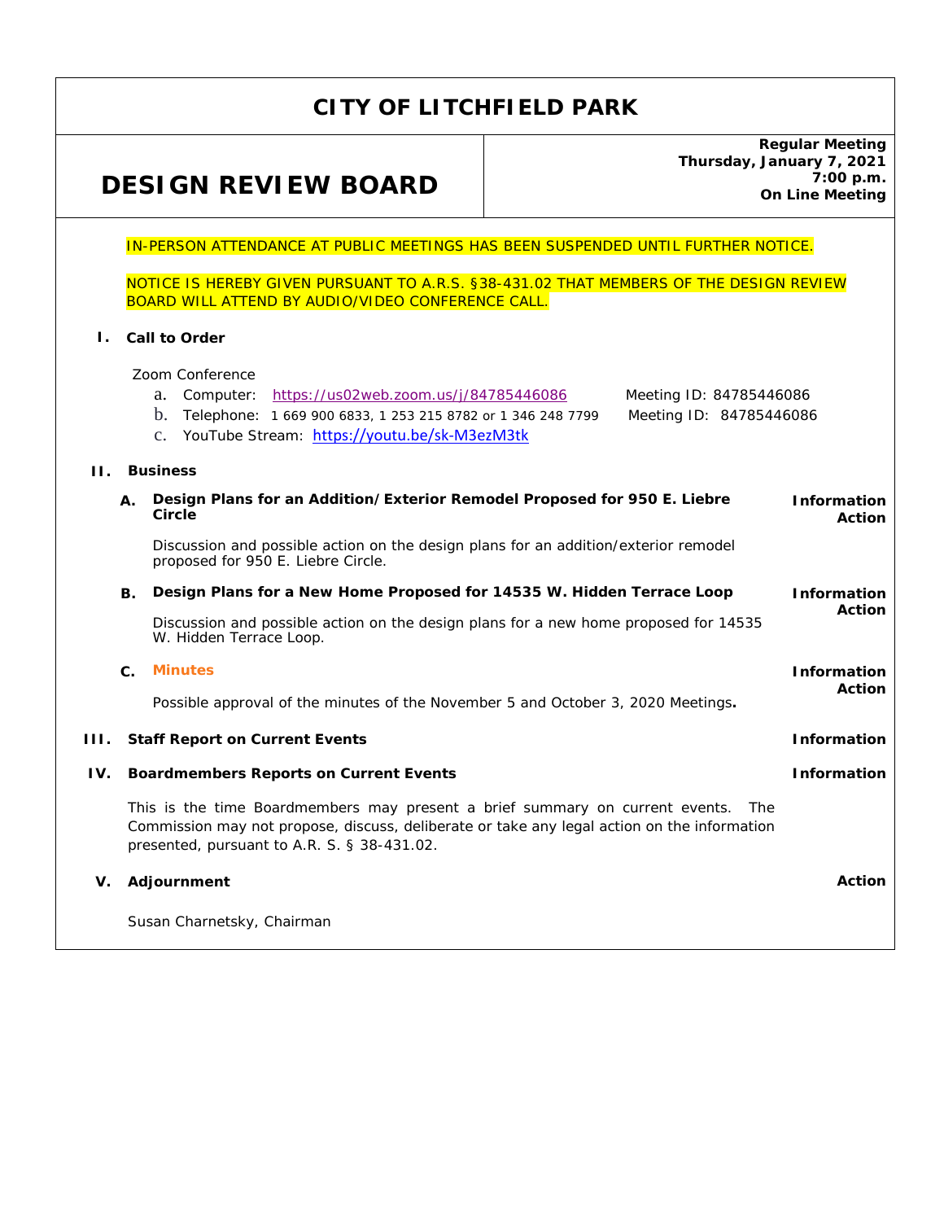# CITY OF LITCHFIELD PARK

## DESIGN REVIEW BOARD

**Regular Meeting**
**Thursday, January 7, 2021**
**7:00 p.m.**
**On Line Meeting**

IN-PERSON ATTENDANCE AT PUBLIC MEETINGS HAS BEEN SUSPENDED UNTIL FURTHER NOTICE.

NOTICE IS HEREBY GIVEN PURSUANT TO A.R.S. §38-431.02 THAT MEMBERS OF THE DESIGN REVIEW BOARD WILL ATTEND BY AUDIO/VIDEO CONFERENCE CALL.

**I. Call to Order**

Zoom Conference

a. Computer: https://us02web.zoom.us/j/84785446086 Meeting ID: 84785446086
b. Telephone: 1 669 900 6833, 1 253 215 8782 or 1 346 248 7799 Meeting ID: 84785446086
c. YouTube Stream: https://youtu.be/sk-M3ezM3tk

**II. Business**

**A. Design Plans for an Addition/Exterior Remodel Proposed for 950 E. Liebre Circle** — **Information Action**

Discussion and possible action on the design plans for an addition/exterior remodel proposed for 950 E. Liebre Circle.

**B. Design Plans for a New Home Proposed for 14535 W. Hidden Terrace Loop** — **Information Action**

Discussion and possible action on the design plans for a new home proposed for 14535 W. Hidden Terrace Loop.

**C. Minutes** — **Information Action**

Possible approval of the minutes of the November 5 and October 3, 2020 Meetings**.**

**III. Staff Report on Current Events** — **Information**

**IV. Boardmembers Reports on Current Events** — **Information**

This is the time Boardmembers may present a brief summary on current events. The Commission may not propose, discuss, deliberate or take any legal action on the information presented, pursuant to A.R. S. § 38-431.02.

**V. Adjournment** — **Action**

Susan Charnetsky, Chairman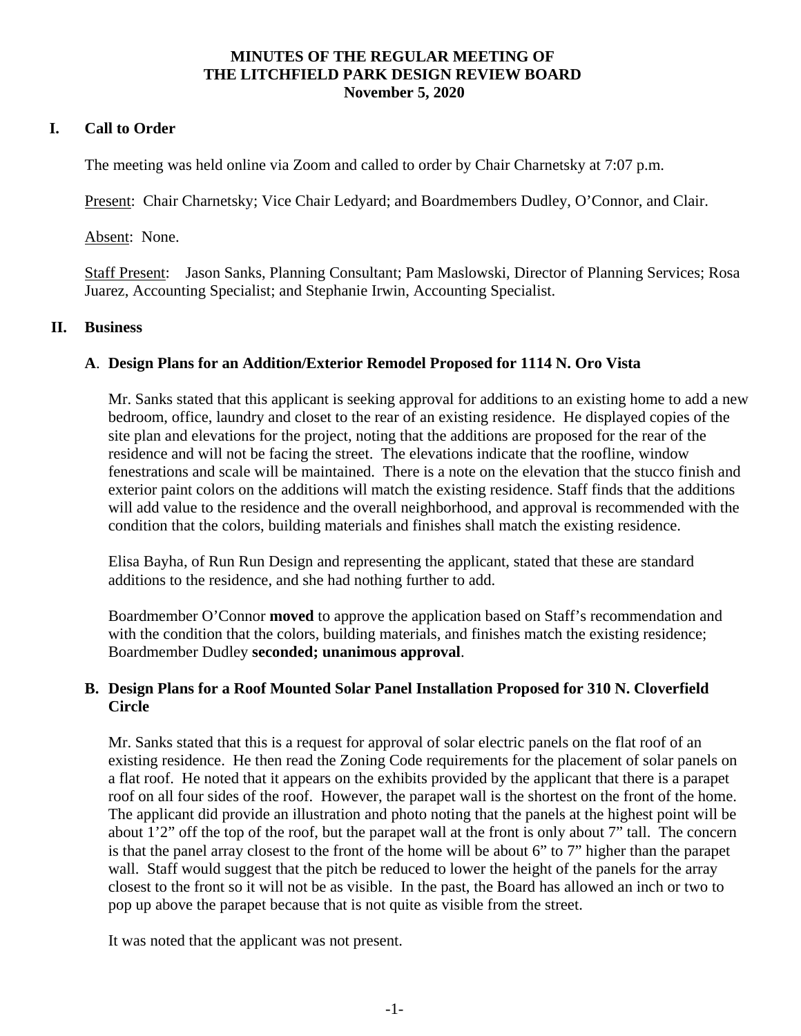# MINUTES OF THE REGULAR MEETING OF THE LITCHFIELD PARK DESIGN REVIEW BOARD
**November 5, 2020**

## I. Call to Order

The meeting was held online via Zoom and called to order by Chair Charnetsky at 7:07 p.m.

Present: Chair Charnetsky; Vice Chair Ledyard; and Boardmembers Dudley, O'Connor, and Clair.

Absent: None.

Staff Present: Jason Sanks, Planning Consultant; Pam Maslowski, Director of Planning Services; Rosa Juarez, Accounting Specialist; and Stephanie Irwin, Accounting Specialist.

## II. Business

### A. Design Plans for an Addition/Exterior Remodel Proposed for 1114 N. Oro Vista

Mr. Sanks stated that this applicant is seeking approval for additions to an existing home to add a new bedroom, office, laundry and closet to the rear of an existing residence. He displayed copies of the site plan and elevations for the project, noting that the additions are proposed for the rear of the residence and will not be facing the street. The elevations indicate that the roofline, window fenestrations and scale will be maintained. There is a note on the elevation that the stucco finish and exterior paint colors on the additions will match the existing residence. Staff finds that the additions will add value to the residence and the overall neighborhood, and approval is recommended with the condition that the colors, building materials and finishes shall match the existing residence.

Elisa Bayha, of Run Run Design and representing the applicant, stated that these are standard additions to the residence, and she had nothing further to add.

Boardmember O'Connor **moved** to approve the application based on Staff's recommendation and with the condition that the colors, building materials, and finishes match the existing residence; Boardmember Dudley **seconded; unanimous approval**.

### B. Design Plans for a Roof Mounted Solar Panel Installation Proposed for 310 N. Cloverfield Circle

Mr. Sanks stated that this is a request for approval of solar electric panels on the flat roof of an existing residence. He then read the Zoning Code requirements for the placement of solar panels on a flat roof. He noted that it appears on the exhibits provided by the applicant that there is a parapet roof on all four sides of the roof. However, the parapet wall is the shortest on the front of the home. The applicant did provide an illustration and photo noting that the panels at the highest point will be about 1'2" off the top of the roof, but the parapet wall at the front is only about 7" tall. The concern is that the panel array closest to the front of the home will be about 6" to 7" higher than the parapet wall. Staff would suggest that the pitch be reduced to lower the height of the panels for the array closest to the front so it will not be as visible. In the past, the Board has allowed an inch or two to pop up above the parapet because that is not quite as visible from the street.

It was noted that the applicant was not present.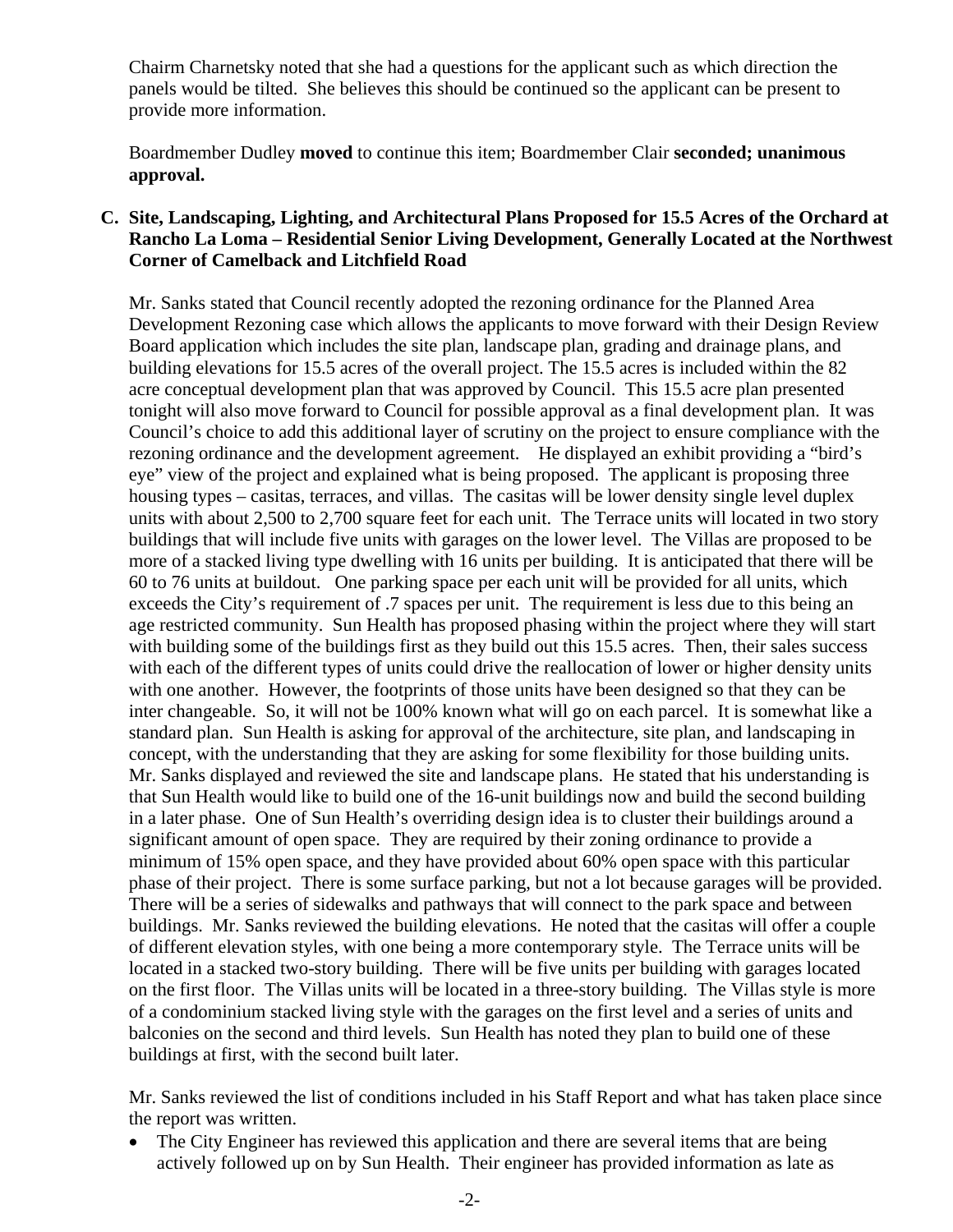Chairm Charnetsky noted that she had a questions for the applicant such as which direction the panels would be tilted. She believes this should be continued so the applicant can be present to provide more information.

Boardmember Dudley **moved** to continue this item; Boardmember Clair **seconded; unanimous approval.**

**C. Site, Landscaping, Lighting, and Architectural Plans Proposed for 15.5 Acres of the Orchard at Rancho La Loma – Residential Senior Living Development, Generally Located at the Northwest Corner of Camelback and Litchfield Road**

Mr. Sanks stated that Council recently adopted the rezoning ordinance for the Planned Area Development Rezoning case which allows the applicants to move forward with their Design Review Board application which includes the site plan, landscape plan, grading and drainage plans, and building elevations for 15.5 acres of the overall project. The 15.5 acres is included within the 82 acre conceptual development plan that was approved by Council. This 15.5 acre plan presented tonight will also move forward to Council for possible approval as a final development plan. It was Council's choice to add this additional layer of scrutiny on the project to ensure compliance with the rezoning ordinance and the development agreement. He displayed an exhibit providing a "bird's eye" view of the project and explained what is being proposed. The applicant is proposing three housing types – casitas, terraces, and villas. The casitas will be lower density single level duplex units with about 2,500 to 2,700 square feet for each unit. The Terrace units will located in two story buildings that will include five units with garages on the lower level. The Villas are proposed to be more of a stacked living type dwelling with 16 units per building. It is anticipated that there will be 60 to 76 units at buildout. One parking space per each unit will be provided for all units, which exceeds the City's requirement of .7 spaces per unit. The requirement is less due to this being an age restricted community. Sun Health has proposed phasing within the project where they will start with building some of the buildings first as they build out this 15.5 acres. Then, their sales success with each of the different types of units could drive the reallocation of lower or higher density units with one another. However, the footprints of those units have been designed so that they can be inter changeable. So, it will not be 100% known what will go on each parcel. It is somewhat like a standard plan. Sun Health is asking for approval of the architecture, site plan, and landscaping in concept, with the understanding that they are asking for some flexibility for those building units. Mr. Sanks displayed and reviewed the site and landscape plans. He stated that his understanding is that Sun Health would like to build one of the 16-unit buildings now and build the second building in a later phase. One of Sun Health's overriding design idea is to cluster their buildings around a significant amount of open space. They are required by their zoning ordinance to provide a minimum of 15% open space, and they have provided about 60% open space with this particular phase of their project. There is some surface parking, but not a lot because garages will be provided. There will be a series of sidewalks and pathways that will connect to the park space and between buildings. Mr. Sanks reviewed the building elevations. He noted that the casitas will offer a couple of different elevation styles, with one being a more contemporary style. The Terrace units will be located in a stacked two-story building. There will be five units per building with garages located on the first floor. The Villas units will be located in a three-story building. The Villas style is more of a condominium stacked living style with the garages on the first level and a series of units and balconies on the second and third levels. Sun Health has noted they plan to build one of these buildings at first, with the second built later.

Mr. Sanks reviewed the list of conditions included in his Staff Report and what has taken place since the report was written.

- The City Engineer has reviewed this application and there are several items that are being actively followed up on by Sun Health. Their engineer has provided information as late as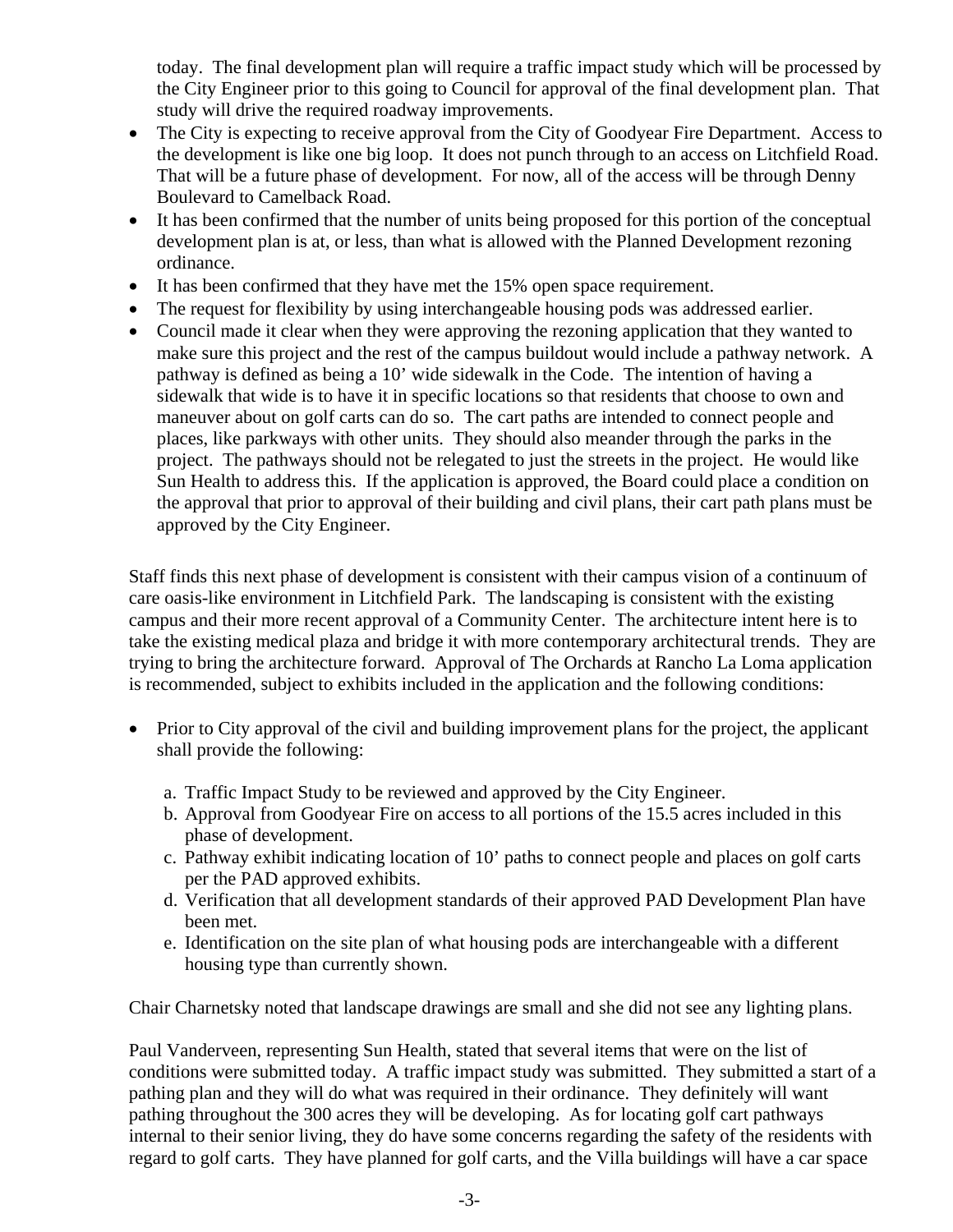today. The final development plan will require a traffic impact study which will be processed by the City Engineer prior to this going to Council for approval of the final development plan. That study will drive the required roadway improvements.

- The City is expecting to receive approval from the City of Goodyear Fire Department. Access to the development is like one big loop. It does not punch through to an access on Litchfield Road. That will be a future phase of development. For now, all of the access will be through Denny Boulevard to Camelback Road.
- It has been confirmed that the number of units being proposed for this portion of the conceptual development plan is at, or less, than what is allowed with the Planned Development rezoning ordinance.
- It has been confirmed that they have met the 15% open space requirement.
- The request for flexibility by using interchangeable housing pods was addressed earlier.
- Council made it clear when they were approving the rezoning application that they wanted to make sure this project and the rest of the campus buildout would include a pathway network. A pathway is defined as being a 10' wide sidewalk in the Code. The intention of having a sidewalk that wide is to have it in specific locations so that residents that choose to own and maneuver about on golf carts can do so. The cart paths are intended to connect people and places, like parkways with other units. They should also meander through the parks in the project. The pathways should not be relegated to just the streets in the project. He would like Sun Health to address this. If the application is approved, the Board could place a condition on the approval that prior to approval of their building and civil plans, their cart path plans must be approved by the City Engineer.

Staff finds this next phase of development is consistent with their campus vision of a continuum of care oasis-like environment in Litchfield Park. The landscaping is consistent with the existing campus and their more recent approval of a Community Center. The architecture intent here is to take the existing medical plaza and bridge it with more contemporary architectural trends. They are trying to bring the architecture forward. Approval of The Orchards at Rancho La Loma application is recommended, subject to exhibits included in the application and the following conditions:

- Prior to City approval of the civil and building improvement plans for the project, the applicant shall provide the following:
  a. Traffic Impact Study to be reviewed and approved by the City Engineer.
  b. Approval from Goodyear Fire on access to all portions of the 15.5 acres included in this phase of development.
  c. Pathway exhibit indicating location of 10' paths to connect people and places on golf carts per the PAD approved exhibits.
  d. Verification that all development standards of their approved PAD Development Plan have been met.
  e. Identification on the site plan of what housing pods are interchangeable with a different housing type than currently shown.

Chair Charnetsky noted that landscape drawings are small and she did not see any lighting plans.

Paul Vanderveen, representing Sun Health, stated that several items that were on the list of conditions were submitted today. A traffic impact study was submitted. They submitted a start of a pathing plan and they will do what was required in their ordinance. They definitely will want pathing throughout the 300 acres they will be developing. As for locating golf cart pathways internal to their senior living, they do have some concerns regarding the safety of the residents with regard to golf carts. They have planned for golf carts, and the Villa buildings will have a car space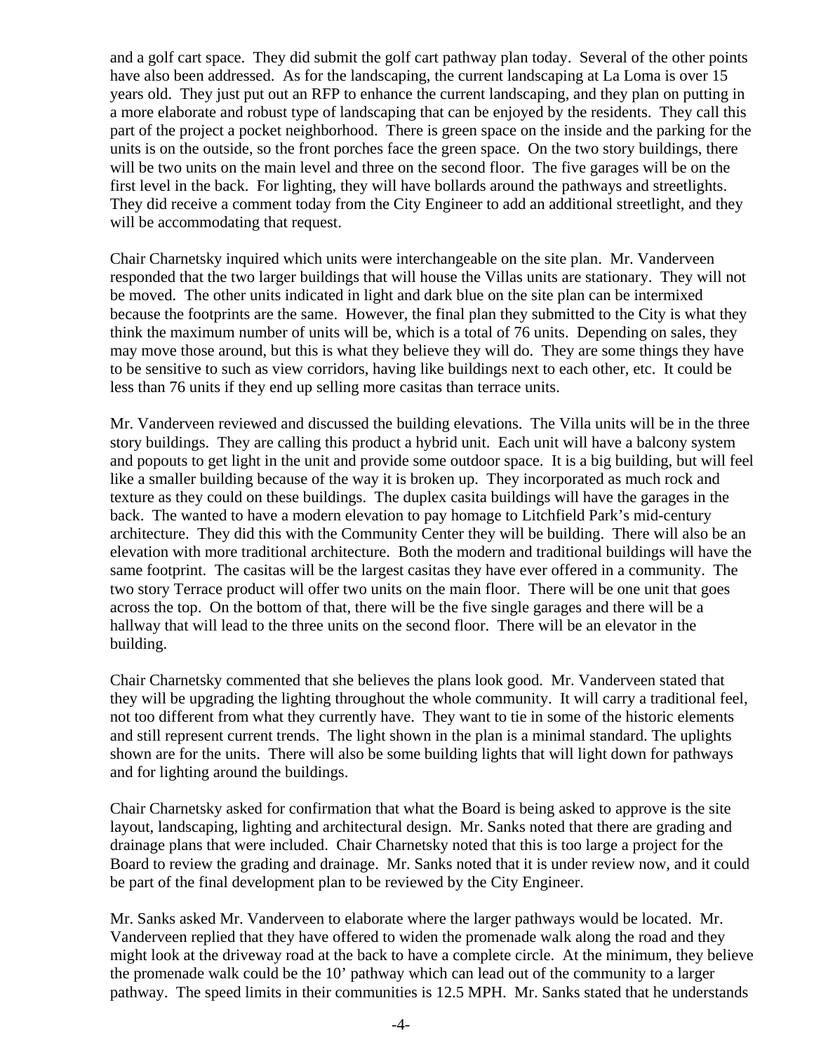and a golf cart space. They did submit the golf cart pathway plan today. Several of the other points have also been addressed. As for the landscaping, the current landscaping at La Loma is over 15 years old. They just put out an RFP to enhance the current landscaping, and they plan on putting in a more elaborate and robust type of landscaping that can be enjoyed by the residents. They call this part of the project a pocket neighborhood. There is green space on the inside and the parking for the units is on the outside, so the front porches face the green space. On the two story buildings, there will be two units on the main level and three on the second floor. The five garages will be on the first level in the back. For lighting, they will have bollards around the pathways and streetlights. They did receive a comment today from the City Engineer to add an additional streetlight, and they will be accommodating that request.

Chair Charnetsky inquired which units were interchangeable on the site plan. Mr. Vanderveen responded that the two larger buildings that will house the Villas units are stationary. They will not be moved. The other units indicated in light and dark blue on the site plan can be intermixed because the footprints are the same. However, the final plan they submitted to the City is what they think the maximum number of units will be, which is a total of 76 units. Depending on sales, they may move those around, but this is what they believe they will do. They are some things they have to be sensitive to such as view corridors, having like buildings next to each other, etc. It could be less than 76 units if they end up selling more casitas than terrace units.

Mr. Vanderveen reviewed and discussed the building elevations. The Villa units will be in the three story buildings. They are calling this product a hybrid unit. Each unit will have a balcony system and popouts to get light in the unit and provide some outdoor space. It is a big building, but will feel like a smaller building because of the way it is broken up. They incorporated as much rock and texture as they could on these buildings. The duplex casita buildings will have the garages in the back. The wanted to have a modern elevation to pay homage to Litchfield Park's mid-century architecture. They did this with the Community Center they will be building. There will also be an elevation with more traditional architecture. Both the modern and traditional buildings will have the same footprint. The casitas will be the largest casitas they have ever offered in a community. The two story Terrace product will offer two units on the main floor. There will be one unit that goes across the top. On the bottom of that, there will be the five single garages and there will be a hallway that will lead to the three units on the second floor. There will be an elevator in the building.

Chair Charnetsky commented that she believes the plans look good. Mr. Vanderveen stated that they will be upgrading the lighting throughout the whole community. It will carry a traditional feel, not too different from what they currently have. They want to tie in some of the historic elements and still represent current trends. The light shown in the plan is a minimal standard. The uplights shown are for the units. There will also be some building lights that will light down for pathways and for lighting around the buildings.

Chair Charnetsky asked for confirmation that what the Board is being asked to approve is the site layout, landscaping, lighting and architectural design. Mr. Sanks noted that there are grading and drainage plans that were included. Chair Charnetsky noted that this is too large a project for the Board to review the grading and drainage. Mr. Sanks noted that it is under review now, and it could be part of the final development plan to be reviewed by the City Engineer.

Mr. Sanks asked Mr. Vanderveen to elaborate where the larger pathways would be located. Mr. Vanderveen replied that they have offered to widen the promenade walk along the road and they might look at the driveway road at the back to have a complete circle. At the minimum, they believe the promenade walk could be the 10' pathway which can lead out of the community to a larger pathway. The speed limits in their communities is 12.5 MPH. Mr. Sanks stated that he understands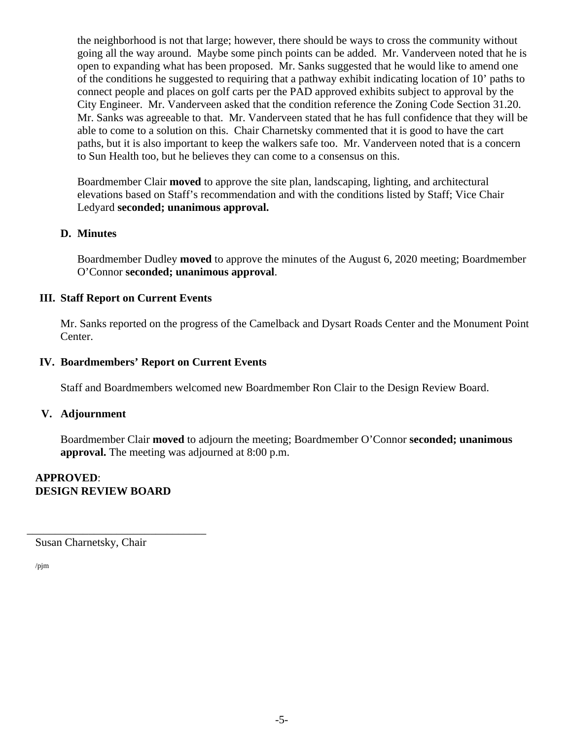the neighborhood is not that large; however, there should be ways to cross the community without going all the way around. Maybe some pinch points can be added. Mr. Vanderveen noted that he is open to expanding what has been proposed. Mr. Sanks suggested that he would like to amend one of the conditions he suggested to requiring that a pathway exhibit indicating location of 10' paths to connect people and places on golf carts per the PAD approved exhibits subject to approval by the City Engineer. Mr. Vanderveen asked that the condition reference the Zoning Code Section 31.20. Mr. Sanks was agreeable to that. Mr. Vanderveen stated that he has full confidence that they will be able to come to a solution on this. Chair Charnetsky commented that it is good to have the cart paths, but it is also important to keep the walkers safe too. Mr. Vanderveen noted that is a concern to Sun Health too, but he believes they can come to a consensus on this.

Boardmember Clair **moved** to approve the site plan, landscaping, lighting, and architectural elevations based on Staff's recommendation and with the conditions listed by Staff; Vice Chair Ledyard **seconded; unanimous approval.**

### D. Minutes

Boardmember Dudley **moved** to approve the minutes of the August 6, 2020 meeting; Boardmember O'Connor **seconded; unanimous approval**.

## III. Staff Report on Current Events

Mr. Sanks reported on the progress of the Camelback and Dysart Roads Center and the Monument Point Center.

## IV. Boardmembers' Report on Current Events

Staff and Boardmembers welcomed new Boardmember Ron Clair to the Design Review Board.

## V. Adjournment

Boardmember Clair **moved** to adjourn the meeting; Boardmember O'Connor **seconded; unanimous approval.** The meeting was adjourned at 8:00 p.m.

**APPROVED**:
**DESIGN REVIEW BOARD**

\_\_\_\_\_\_\_\_\_\_\_\_\_\_\_\_\_\_\_\_\_\_\_\_\_\_\_\_\_\_\_\_\_
Susan Charnetsky, Chair

/pjm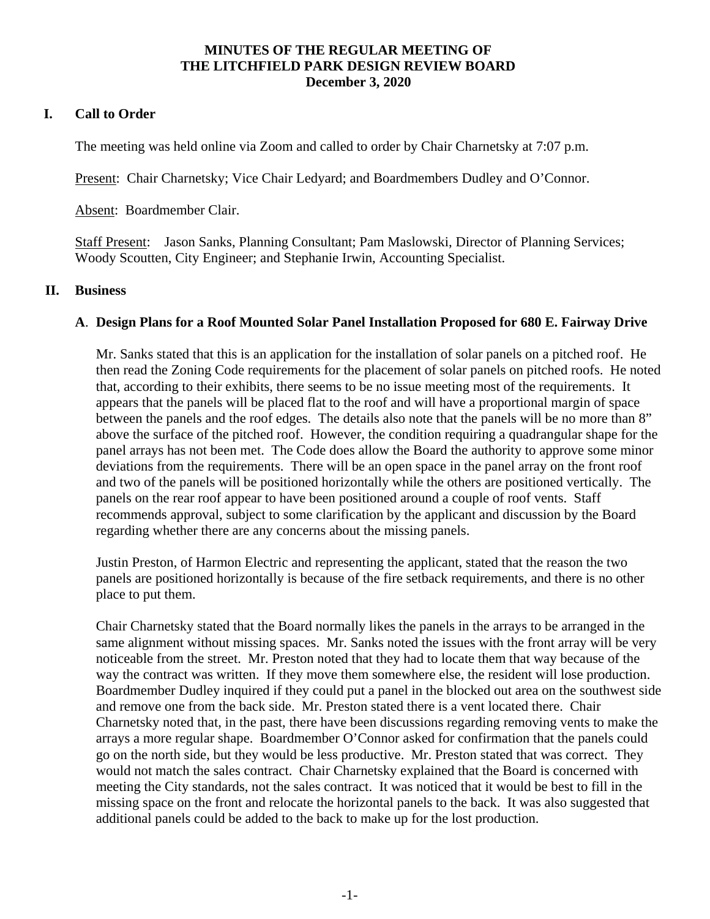**MINUTES OF THE REGULAR MEETING OF THE LITCHFIELD PARK DESIGN REVIEW BOARD December 3, 2020**

## I. Call to Order

The meeting was held online via Zoom and called to order by Chair Charnetsky at 7:07 p.m.

Present: Chair Charnetsky; Vice Chair Ledyard; and Boardmembers Dudley and O'Connor.

Absent: Boardmember Clair.

Staff Present: Jason Sanks, Planning Consultant; Pam Maslowski, Director of Planning Services; Woody Scoutten, City Engineer; and Stephanie Irwin, Accounting Specialist.

## II. Business

### A. Design Plans for a Roof Mounted Solar Panel Installation Proposed for 680 E. Fairway Drive

Mr. Sanks stated that this is an application for the installation of solar panels on a pitched roof. He then read the Zoning Code requirements for the placement of solar panels on pitched roofs. He noted that, according to their exhibits, there seems to be no issue meeting most of the requirements. It appears that the panels will be placed flat to the roof and will have a proportional margin of space between the panels and the roof edges. The details also note that the panels will be no more than 8" above the surface of the pitched roof. However, the condition requiring a quadrangular shape for the panel arrays has not been met. The Code does allow the Board the authority to approve some minor deviations from the requirements. There will be an open space in the panel array on the front roof and two of the panels will be positioned horizontally while the others are positioned vertically. The panels on the rear roof appear to have been positioned around a couple of roof vents. Staff recommends approval, subject to some clarification by the applicant and discussion by the Board regarding whether there are any concerns about the missing panels.

Justin Preston, of Harmon Electric and representing the applicant, stated that the reason the two panels are positioned horizontally is because of the fire setback requirements, and there is no other place to put them.

Chair Charnetsky stated that the Board normally likes the panels in the arrays to be arranged in the same alignment without missing spaces. Mr. Sanks noted the issues with the front array will be very noticeable from the street. Mr. Preston noted that they had to locate them that way because of the way the contract was written. If they move them somewhere else, the resident will lose production. Boardmember Dudley inquired if they could put a panel in the blocked out area on the southwest side and remove one from the back side. Mr. Preston stated there is a vent located there. Chair Charnetsky noted that, in the past, there have been discussions regarding removing vents to make the arrays a more regular shape. Boardmember O'Connor asked for confirmation that the panels could go on the north side, but they would be less productive. Mr. Preston stated that was correct. They would not match the sales contract. Chair Charnetsky explained that the Board is concerned with meeting the City standards, not the sales contract. It was noticed that it would be best to fill in the missing space on the front and relocate the horizontal panels to the back. It was also suggested that additional panels could be added to the back to make up for the lost production.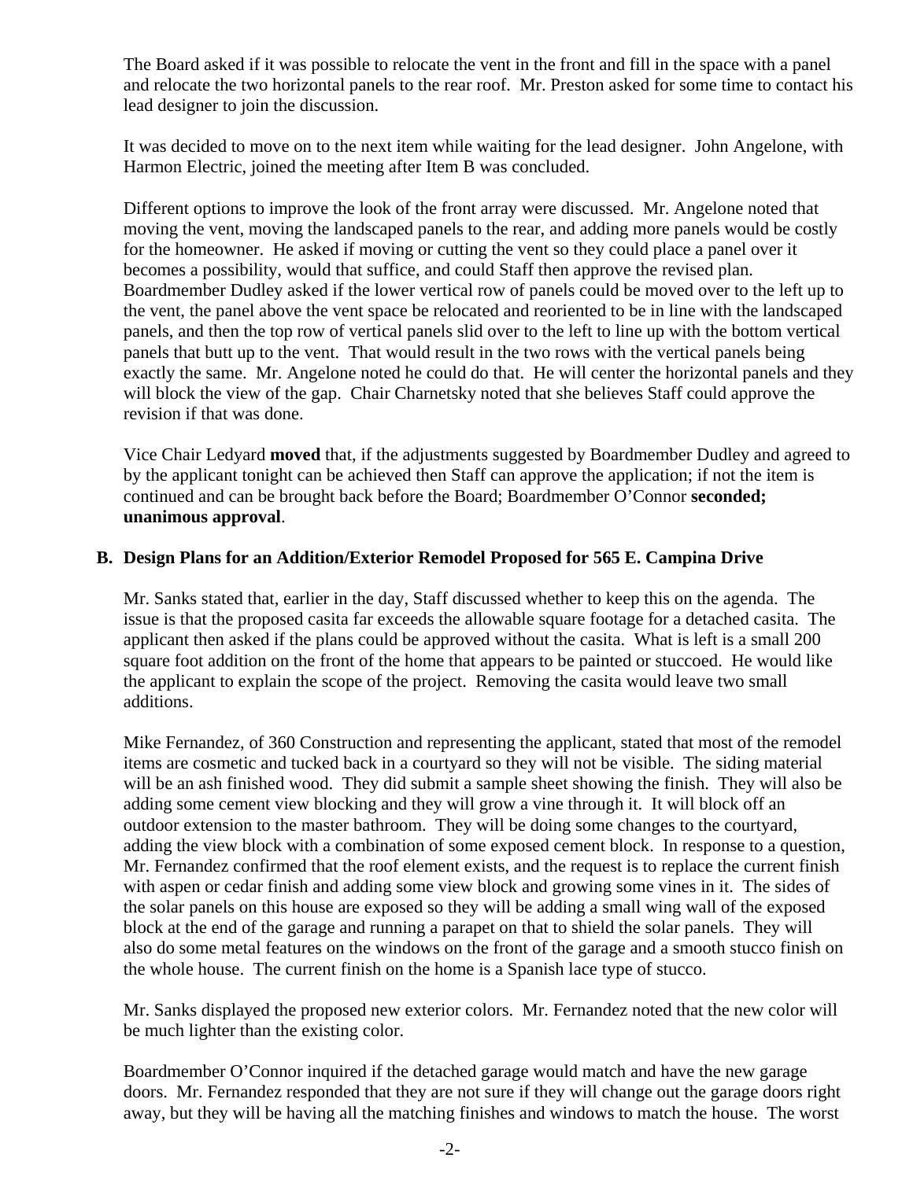The Board asked if it was possible to relocate the vent in the front and fill in the space with a panel and relocate the two horizontal panels to the rear roof. Mr. Preston asked for some time to contact his lead designer to join the discussion.

It was decided to move on to the next item while waiting for the lead designer. John Angelone, with Harmon Electric, joined the meeting after Item B was concluded.

Different options to improve the look of the front array were discussed. Mr. Angelone noted that moving the vent, moving the landscaped panels to the rear, and adding more panels would be costly for the homeowner. He asked if moving or cutting the vent so they could place a panel over it becomes a possibility, would that suffice, and could Staff then approve the revised plan. Boardmember Dudley asked if the lower vertical row of panels could be moved over to the left up to the vent, the panel above the vent space be relocated and reoriented to be in line with the landscaped panels, and then the top row of vertical panels slid over to the left to line up with the bottom vertical panels that butt up to the vent. That would result in the two rows with the vertical panels being exactly the same. Mr. Angelone noted he could do that. He will center the horizontal panels and they will block the view of the gap. Chair Charnetsky noted that she believes Staff could approve the revision if that was done.

Vice Chair Ledyard **moved** that, if the adjustments suggested by Boardmember Dudley and agreed to by the applicant tonight can be achieved then Staff can approve the application; if not the item is continued and can be brought back before the Board; Boardmember O'Connor **seconded; unanimous approval**.

**B. Design Plans for an Addition/Exterior Remodel Proposed for 565 E. Campina Drive**

Mr. Sanks stated that, earlier in the day, Staff discussed whether to keep this on the agenda. The issue is that the proposed casita far exceeds the allowable square footage for a detached casita. The applicant then asked if the plans could be approved without the casita. What is left is a small 200 square foot addition on the front of the home that appears to be painted or stuccoed. He would like the applicant to explain the scope of the project. Removing the casita would leave two small additions.

Mike Fernandez, of 360 Construction and representing the applicant, stated that most of the remodel items are cosmetic and tucked back in a courtyard so they will not be visible. The siding material will be an ash finished wood. They did submit a sample sheet showing the finish. They will also be adding some cement view blocking and they will grow a vine through it. It will block off an outdoor extension to the master bathroom. They will be doing some changes to the courtyard, adding the view block with a combination of some exposed cement block. In response to a question, Mr. Fernandez confirmed that the roof element exists, and the request is to replace the current finish with aspen or cedar finish and adding some view block and growing some vines in it. The sides of the solar panels on this house are exposed so they will be adding a small wing wall of the exposed block at the end of the garage and running a parapet on that to shield the solar panels. They will also do some metal features on the windows on the front of the garage and a smooth stucco finish on the whole house. The current finish on the home is a Spanish lace type of stucco.

Mr. Sanks displayed the proposed new exterior colors. Mr. Fernandez noted that the new color will be much lighter than the existing color.

Boardmember O'Connor inquired if the detached garage would match and have the new garage doors. Mr. Fernandez responded that they are not sure if they will change out the garage doors right away, but they will be having all the matching finishes and windows to match the house. The worst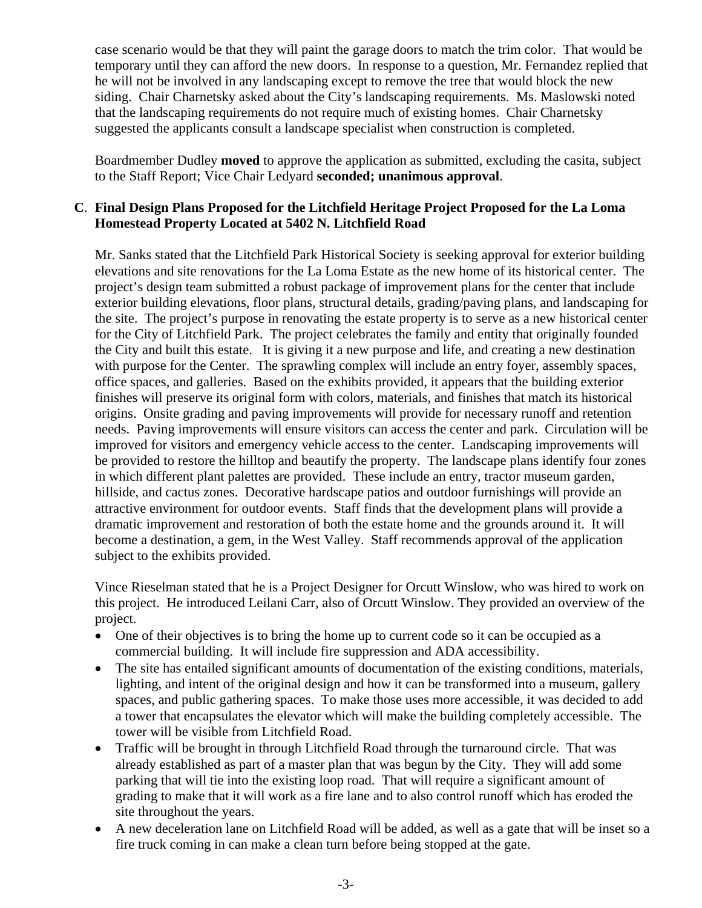case scenario would be that they will paint the garage doors to match the trim color. That would be temporary until they can afford the new doors. In response to a question, Mr. Fernandez replied that he will not be involved in any landscaping except to remove the tree that would block the new siding. Chair Charnetsky asked about the City's landscaping requirements. Ms. Maslowski noted that the landscaping requirements do not require much of existing homes. Chair Charnetsky suggested the applicants consult a landscape specialist when construction is completed.

Boardmember Dudley **moved** to approve the application as submitted, excluding the casita, subject to the Staff Report; Vice Chair Ledyard **seconded; unanimous approval**.

**C**. **Final Design Plans Proposed for the Litchfield Heritage Project Proposed for the La Loma Homestead Property Located at 5402 N. Litchfield Road**

Mr. Sanks stated that the Litchfield Park Historical Society is seeking approval for exterior building elevations and site renovations for the La Loma Estate as the new home of its historical center. The project's design team submitted a robust package of improvement plans for the center that include exterior building elevations, floor plans, structural details, grading/paving plans, and landscaping for the site. The project's purpose in renovating the estate property is to serve as a new historical center for the City of Litchfield Park. The project celebrates the family and entity that originally founded the City and built this estate. It is giving it a new purpose and life, and creating a new destination with purpose for the Center. The sprawling complex will include an entry foyer, assembly spaces, office spaces, and galleries. Based on the exhibits provided, it appears that the building exterior finishes will preserve its original form with colors, materials, and finishes that match its historical origins. Onsite grading and paving improvements will provide for necessary runoff and retention needs. Paving improvements will ensure visitors can access the center and park. Circulation will be improved for visitors and emergency vehicle access to the center. Landscaping improvements will be provided to restore the hilltop and beautify the property. The landscape plans identify four zones in which different plant palettes are provided. These include an entry, tractor museum garden, hillside, and cactus zones. Decorative hardscape patios and outdoor furnishings will provide an attractive environment for outdoor events. Staff finds that the development plans will provide a dramatic improvement and restoration of both the estate home and the grounds around it. It will become a destination, a gem, in the West Valley. Staff recommends approval of the application subject to the exhibits provided.

Vince Rieselman stated that he is a Project Designer for Orcutt Winslow, who was hired to work on this project. He introduced Leilani Carr, also of Orcutt Winslow. They provided an overview of the project.

- One of their objectives is to bring the home up to current code so it can be occupied as a commercial building. It will include fire suppression and ADA accessibility.
- The site has entailed significant amounts of documentation of the existing conditions, materials, lighting, and intent of the original design and how it can be transformed into a museum, gallery spaces, and public gathering spaces. To make those uses more accessible, it was decided to add a tower that encapsulates the elevator which will make the building completely accessible. The tower will be visible from Litchfield Road.
- Traffic will be brought in through Litchfield Road through the turnaround circle. That was already established as part of a master plan that was begun by the City. They will add some parking that will tie into the existing loop road. That will require a significant amount of grading to make that it will work as a fire lane and to also control runoff which has eroded the site throughout the years.
- A new deceleration lane on Litchfield Road will be added, as well as a gate that will be inset so a fire truck coming in can make a clean turn before being stopped at the gate.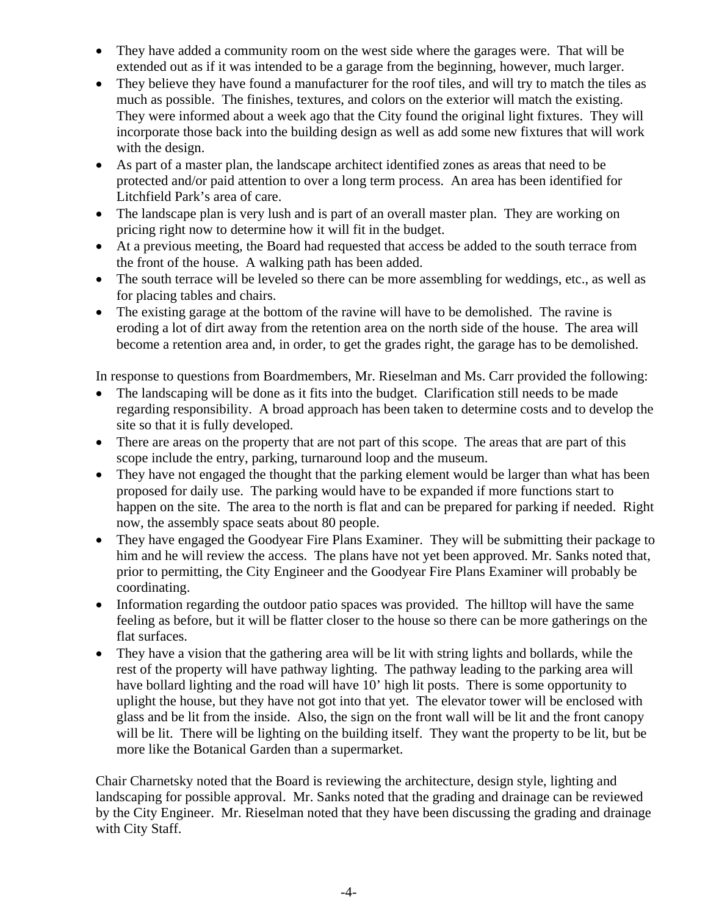- They have added a community room on the west side where the garages were. That will be extended out as if it was intended to be a garage from the beginning, however, much larger.
- They believe they have found a manufacturer for the roof tiles, and will try to match the tiles as much as possible. The finishes, textures, and colors on the exterior will match the existing. They were informed about a week ago that the City found the original light fixtures. They will incorporate those back into the building design as well as add some new fixtures that will work with the design.
- As part of a master plan, the landscape architect identified zones as areas that need to be protected and/or paid attention to over a long term process. An area has been identified for Litchfield Park's area of care.
- The landscape plan is very lush and is part of an overall master plan. They are working on pricing right now to determine how it will fit in the budget.
- At a previous meeting, the Board had requested that access be added to the south terrace from the front of the house. A walking path has been added.
- The south terrace will be leveled so there can be more assembling for weddings, etc., as well as for placing tables and chairs.
- The existing garage at the bottom of the ravine will have to be demolished. The ravine is eroding a lot of dirt away from the retention area on the north side of the house. The area will become a retention area and, in order, to get the grades right, the garage has to be demolished.

In response to questions from Boardmembers, Mr. Rieselman and Ms. Carr provided the following:

- The landscaping will be done as it fits into the budget. Clarification still needs to be made regarding responsibility. A broad approach has been taken to determine costs and to develop the site so that it is fully developed.
- There are areas on the property that are not part of this scope. The areas that are part of this scope include the entry, parking, turnaround loop and the museum.
- They have not engaged the thought that the parking element would be larger than what has been proposed for daily use. The parking would have to be expanded if more functions start to happen on the site. The area to the north is flat and can be prepared for parking if needed. Right now, the assembly space seats about 80 people.
- They have engaged the Goodyear Fire Plans Examiner. They will be submitting their package to him and he will review the access. The plans have not yet been approved. Mr. Sanks noted that, prior to permitting, the City Engineer and the Goodyear Fire Plans Examiner will probably be coordinating.
- Information regarding the outdoor patio spaces was provided. The hilltop will have the same feeling as before, but it will be flatter closer to the house so there can be more gatherings on the flat surfaces.
- They have a vision that the gathering area will be lit with string lights and bollards, while the rest of the property will have pathway lighting. The pathway leading to the parking area will have bollard lighting and the road will have 10' high lit posts. There is some opportunity to uplight the house, but they have not got into that yet. The elevator tower will be enclosed with glass and be lit from the inside. Also, the sign on the front wall will be lit and the front canopy will be lit. There will be lighting on the building itself. They want the property to be lit, but be more like the Botanical Garden than a supermarket.

Chair Charnetsky noted that the Board is reviewing the architecture, design style, lighting and landscaping for possible approval. Mr. Sanks noted that the grading and drainage can be reviewed by the City Engineer. Mr. Rieselman noted that they have been discussing the grading and drainage with City Staff.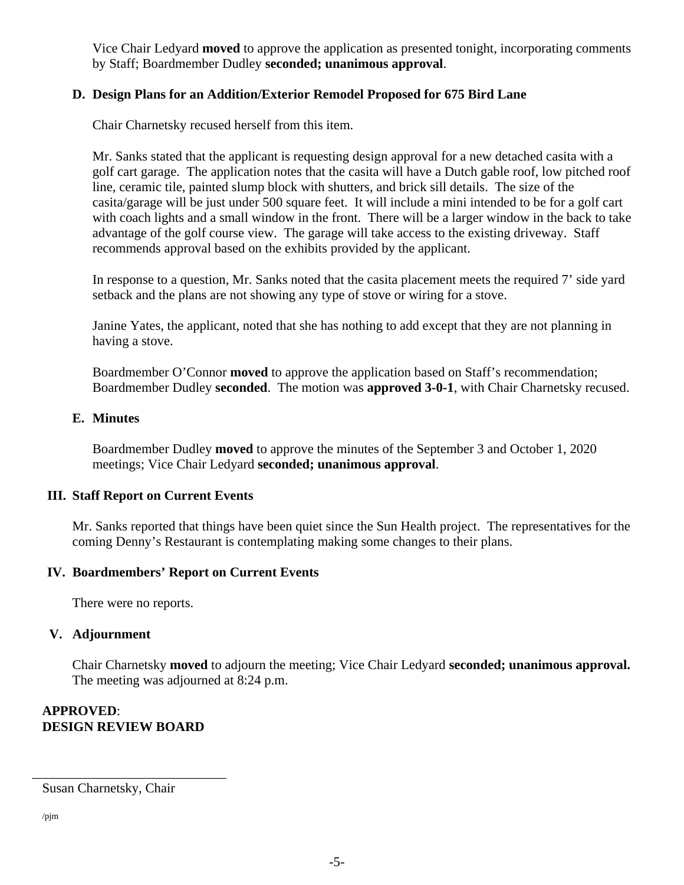Vice Chair Ledyard **moved** to approve the application as presented tonight, incorporating comments by Staff; Boardmember Dudley **seconded; unanimous approval**.

### D. Design Plans for an Addition/Exterior Remodel Proposed for 675 Bird Lane

Chair Charnetsky recused herself from this item.

Mr. Sanks stated that the applicant is requesting design approval for a new detached casita with a golf cart garage. The application notes that the casita will have a Dutch gable roof, low pitched roof line, ceramic tile, painted slump block with shutters, and brick sill details. The size of the casita/garage will be just under 500 square feet. It will include a mini intended to be for a golf cart with coach lights and a small window in the front. There will be a larger window in the back to take advantage of the golf course view. The garage will take access to the existing driveway. Staff recommends approval based on the exhibits provided by the applicant.

In response to a question, Mr. Sanks noted that the casita placement meets the required 7' side yard setback and the plans are not showing any type of stove or wiring for a stove.

Janine Yates, the applicant, noted that she has nothing to add except that they are not planning in having a stove.

Boardmember O'Connor **moved** to approve the application based on Staff's recommendation; Boardmember Dudley **seconded**. The motion was **approved 3-0-1**, with Chair Charnetsky recused.

### E. Minutes

Boardmember Dudley **moved** to approve the minutes of the September 3 and October 1, 2020 meetings; Vice Chair Ledyard **seconded; unanimous approval**.

## III. Staff Report on Current Events

Mr. Sanks reported that things have been quiet since the Sun Health project. The representatives for the coming Denny's Restaurant is contemplating making some changes to their plans.

## IV. Boardmembers' Report on Current Events

There were no reports.

## V. Adjournment

Chair Charnetsky **moved** to adjourn the meeting; Vice Chair Ledyard **seconded; unanimous approval.** The meeting was adjourned at 8:24 p.m.

**APPROVED**:
**DESIGN REVIEW BOARD**

_____________________________

Susan Charnetsky, Chair

/pjm